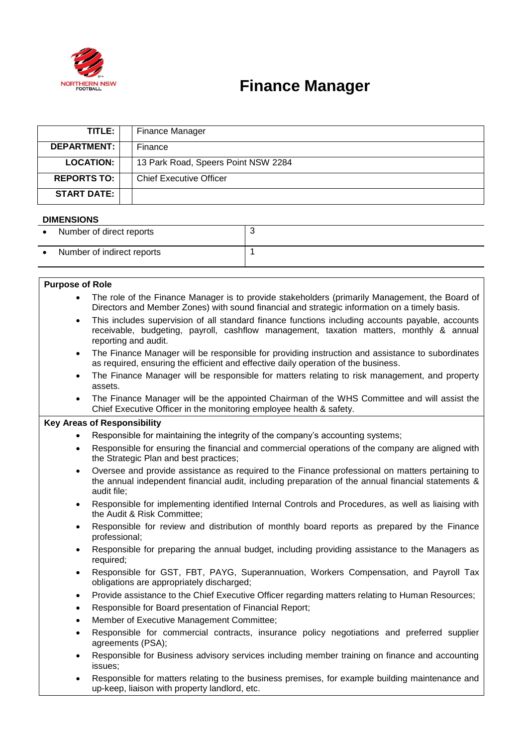# Finance Manager

| | |
|---|---|
| **TITLE:** | Finance Manager |
| **DEPARTMENT:** | Finance |
| **LOCATION:** | 13 Park Road, Speers Point NSW 2284 |
| **REPORTS TO:** | Chief Executive Officer |
| **START DATE:** | |

**DIMENSIONS**

| | |
|---|---|
| • Number of direct reports | 3 |
| • Number of indirect reports | 1 |

**Purpose of Role**

- The role of the Finance Manager is to provide stakeholders (primarily Management, the Board of Directors and Member Zones) with sound financial and strategic information on a timely basis.
- This includes supervision of all standard finance functions including accounts payable, accounts receivable, budgeting, payroll, cashflow management, taxation matters, monthly & annual reporting and audit.
- The Finance Manager will be responsible for providing instruction and assistance to subordinates as required, ensuring the efficient and effective daily operation of the business.
- The Finance Manager will be responsible for matters relating to risk management, and property assets.
- The Finance Manager will be the appointed Chairman of the WHS Committee and will assist the Chief Executive Officer in the monitoring employee health & safety.

**Key Areas of Responsibility**

- Responsible for maintaining the integrity of the company's accounting systems;
- Responsible for ensuring the financial and commercial operations of the company are aligned with the Strategic Plan and best practices;
- Oversee and provide assistance as required to the Finance professional on matters pertaining to the annual independent financial audit, including preparation of the annual financial statements & audit file;
- Responsible for implementing identified Internal Controls and Procedures, as well as liaising with the Audit & Risk Committee;
- Responsible for review and distribution of monthly board reports as prepared by the Finance professional;
- Responsible for preparing the annual budget, including providing assistance to the Managers as required;
- Responsible for GST, FBT, PAYG, Superannuation, Workers Compensation, and Payroll Tax obligations are appropriately discharged;
- Provide assistance to the Chief Executive Officer regarding matters relating to Human Resources;
- Responsible for Board presentation of Financial Report;
- Member of Executive Management Committee;
- Responsible for commercial contracts, insurance policy negotiations and preferred supplier agreements (PSA);
- Responsible for Business advisory services including member training on finance and accounting issues;
- Responsible for matters relating to the business premises, for example building maintenance and up-keep, liaison with property landlord, etc.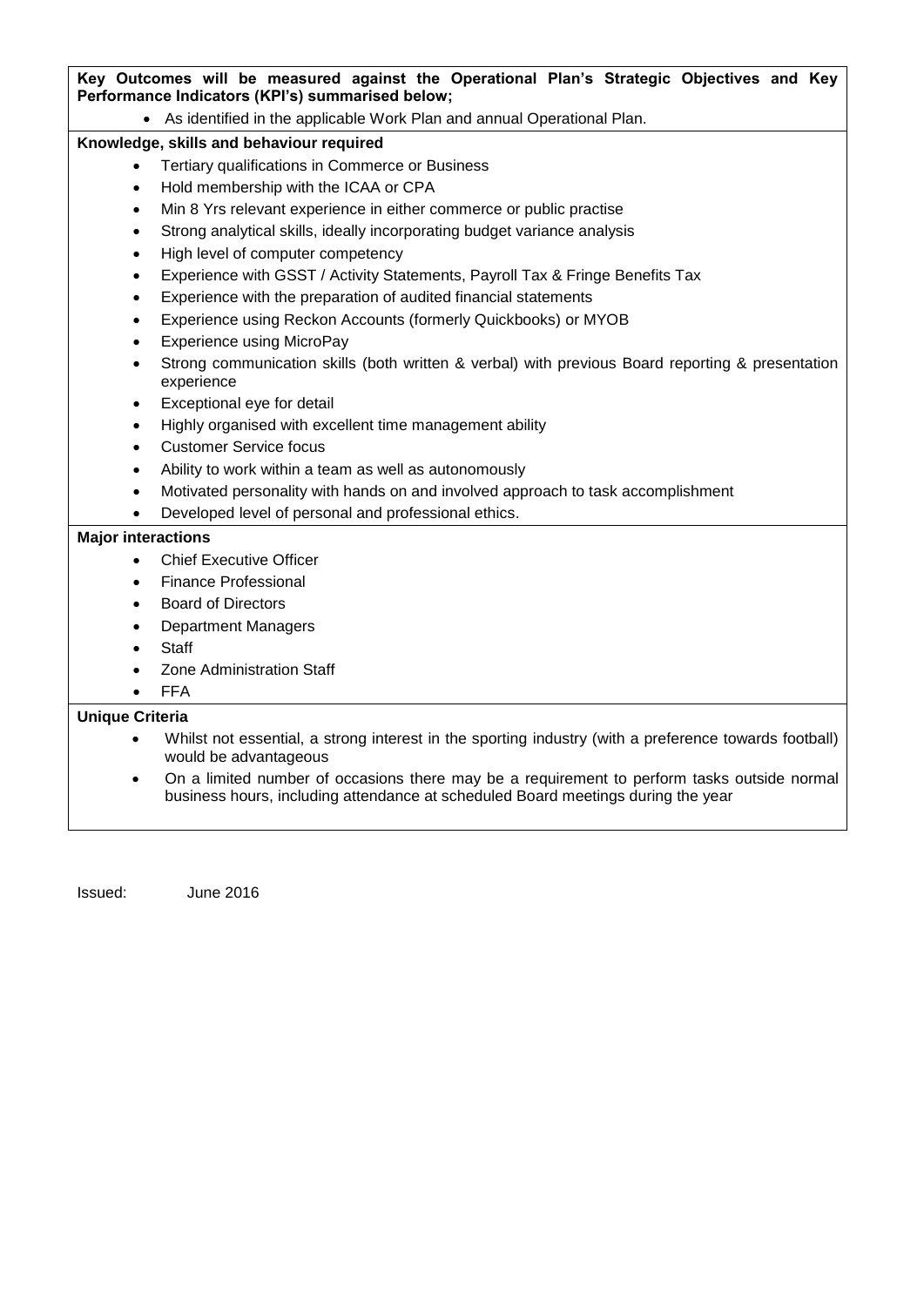**Key Outcomes will be measured against the Operational Plan's Strategic Objectives and Key Performance Indicators (KPI's) summarised below;**

- As identified in the applicable Work Plan and annual Operational Plan.

**Knowledge, skills and behaviour required**

- Tertiary qualifications in Commerce or Business
- Hold membership with the ICAA or CPA
- Min 8 Yrs relevant experience in either commerce or public practise
- Strong analytical skills, ideally incorporating budget variance analysis
- High level of computer competency
- Experience with GSST / Activity Statements, Payroll Tax & Fringe Benefits Tax
- Experience with the preparation of audited financial statements
- Experience using Reckon Accounts (formerly Quickbooks) or MYOB
- Experience using MicroPay
- Strong communication skills (both written & verbal) with previous Board reporting & presentation experience
- Exceptional eye for detail
- Highly organised with excellent time management ability
- Customer Service focus
- Ability to work within a team as well as autonomously
- Motivated personality with hands on and involved approach to task accomplishment
- Developed level of personal and professional ethics.

**Major interactions**

- Chief Executive Officer
- Finance Professional
- Board of Directors
- Department Managers
- Staff
- Zone Administration Staff
- FFA

**Unique Criteria**

- Whilst not essential, a strong interest in the sporting industry (with a preference towards football) would be advantageous
- On a limited number of occasions there may be a requirement to perform tasks outside normal business hours, including attendance at scheduled Board meetings during the year

Issued: June 2016